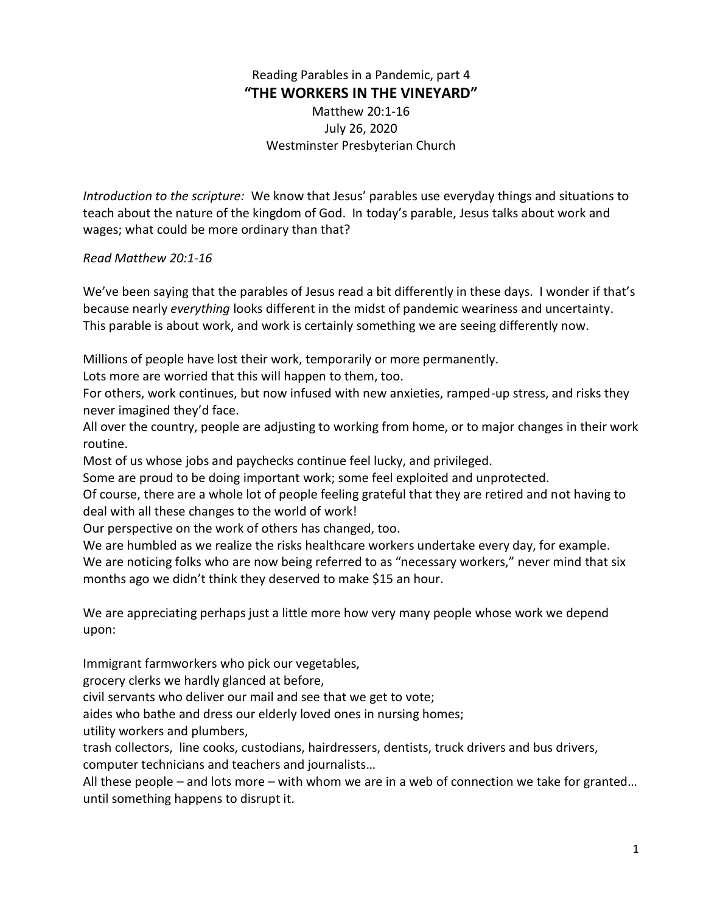Reading Parables in a Pandemic, part 4

# "THE WORKERS IN THE VINEYARD"

Matthew 20:1-16
July 26, 2020
Westminster Presbyterian Church

*Introduction to the scripture:* We know that Jesus' parables use everyday things and situations to teach about the nature of the kingdom of God. In today's parable, Jesus talks about work and wages; what could be more ordinary than that?

*Read Matthew 20:1-16*

We've been saying that the parables of Jesus read a bit differently in these days. I wonder if that's because nearly *everything* looks different in the midst of pandemic weariness and uncertainty. This parable is about work, and work is certainly something we are seeing differently now.

Millions of people have lost their work, temporarily or more permanently.
Lots more are worried that this will happen to them, too.
For others, work continues, but now infused with new anxieties, ramped-up stress, and risks they never imagined they'd face.
All over the country, people are adjusting to working from home, or to major changes in their work routine.
Most of us whose jobs and paychecks continue feel lucky, and privileged.
Some are proud to be doing important work; some feel exploited and unprotected.
Of course, there are a whole lot of people feeling grateful that they are retired and not having to deal with all these changes to the world of work!
Our perspective on the work of others has changed, too.
We are humbled as we realize the risks healthcare workers undertake every day, for example.
We are noticing folks who are now being referred to as "necessary workers," never mind that six months ago we didn't think they deserved to make $15 an hour.

We are appreciating perhaps just a little more how very many people whose work we depend upon:

Immigrant farmworkers who pick our vegetables,
grocery clerks we hardly glanced at before,
civil servants who deliver our mail and see that we get to vote;
aides who bathe and dress our elderly loved ones in nursing homes;
utility workers and plumbers,
trash collectors, line cooks, custodians, hairdressers, dentists, truck drivers and bus drivers, computer technicians and teachers and journalists…
All these people – and lots more – with whom we are in a web of connection we take for granted… until something happens to disrupt it.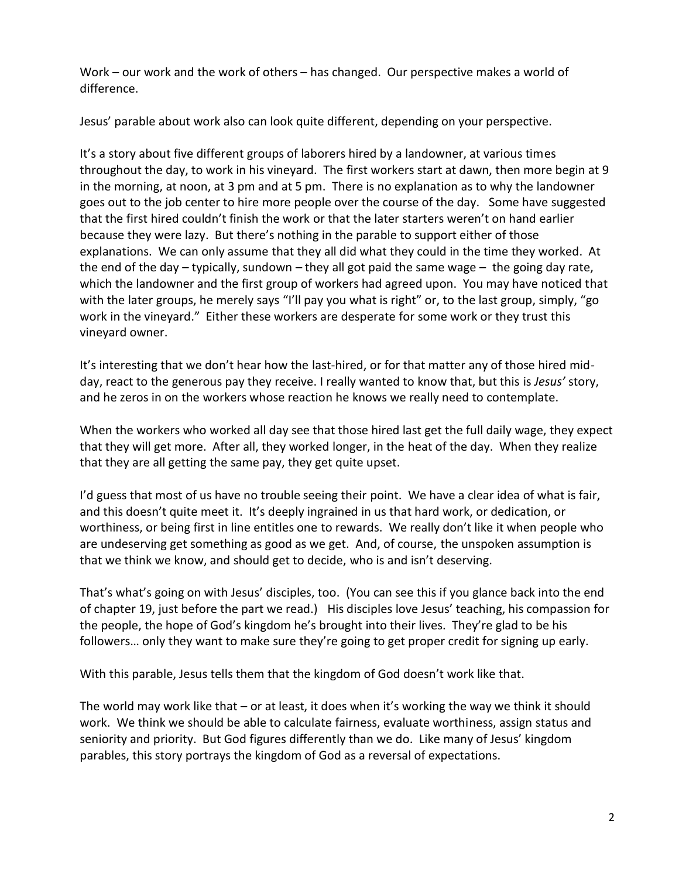Work – our work and the work of others – has changed. Our perspective makes a world of difference.

Jesus' parable about work also can look quite different, depending on your perspective.

It's a story about five different groups of laborers hired by a landowner, at various times throughout the day, to work in his vineyard. The first workers start at dawn, then more begin at 9 in the morning, at noon, at 3 pm and at 5 pm. There is no explanation as to why the landowner goes out to the job center to hire more people over the course of the day. Some have suggested that the first hired couldn't finish the work or that the later starters weren't on hand earlier because they were lazy. But there's nothing in the parable to support either of those explanations. We can only assume that they all did what they could in the time they worked. At the end of the day – typically, sundown – they all got paid the same wage – the going day rate, which the landowner and the first group of workers had agreed upon. You may have noticed that with the later groups, he merely says "I'll pay you what is right" or, to the last group, simply, "go work in the vineyard." Either these workers are desperate for some work or they trust this vineyard owner.

It's interesting that we don't hear how the last-hired, or for that matter any of those hired mid-day, react to the generous pay they receive. I really wanted to know that, but this is *Jesus'* story, and he zeros in on the workers whose reaction he knows we really need to contemplate.

When the workers who worked all day see that those hired last get the full daily wage, they expect that they will get more. After all, they worked longer, in the heat of the day. When they realize that they are all getting the same pay, they get quite upset.

I'd guess that most of us have no trouble seeing their point. We have a clear idea of what is fair, and this doesn't quite meet it. It's deeply ingrained in us that hard work, or dedication, or worthiness, or being first in line entitles one to rewards. We really don't like it when people who are undeserving get something as good as we get. And, of course, the unspoken assumption is that we think we know, and should get to decide, who is and isn't deserving.

That's what's going on with Jesus' disciples, too. (You can see this if you glance back into the end of chapter 19, just before the part we read.) His disciples love Jesus' teaching, his compassion for the people, the hope of God's kingdom he's brought into their lives. They're glad to be his followers… only they want to make sure they're going to get proper credit for signing up early.

With this parable, Jesus tells them that the kingdom of God doesn't work like that.

The world may work like that – or at least, it does when it's working the way we think it should work. We think we should be able to calculate fairness, evaluate worthiness, assign status and seniority and priority. But God figures differently than we do. Like many of Jesus' kingdom parables, this story portrays the kingdom of God as a reversal of expectations.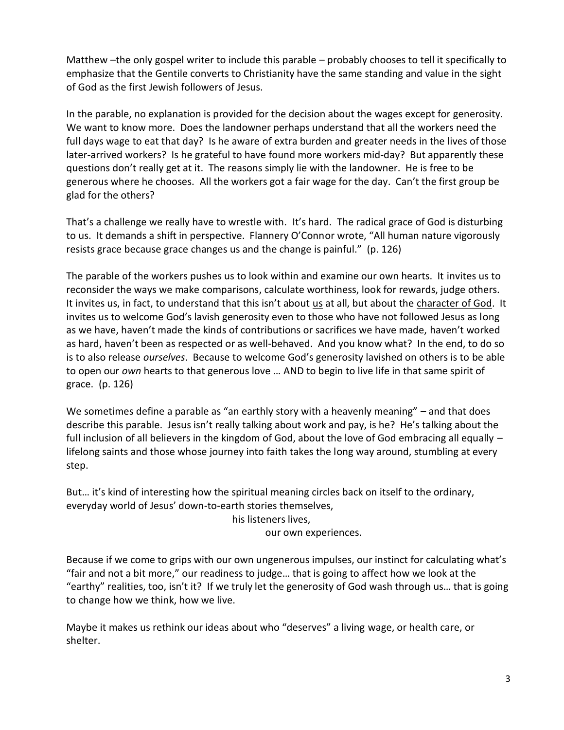Matthew –the only gospel writer to include this parable – probably chooses to tell it specifically to emphasize that the Gentile converts to Christianity have the same standing and value in the sight of God as the first Jewish followers of Jesus.

In the parable, no explanation is provided for the decision about the wages except for generosity. We want to know more. Does the landowner perhaps understand that all the workers need the full days wage to eat that day? Is he aware of extra burden and greater needs in the lives of those later-arrived workers? Is he grateful to have found more workers mid-day? But apparently these questions don't really get at it. The reasons simply lie with the landowner. He is free to be generous where he chooses. All the workers got a fair wage for the day. Can't the first group be glad for the others?

That's a challenge we really have to wrestle with. It's hard. The radical grace of God is disturbing to us. It demands a shift in perspective. Flannery O'Connor wrote, "All human nature vigorously resists grace because grace changes us and the change is painful." (p. 126)

The parable of the workers pushes us to look within and examine our own hearts. It invites us to reconsider the ways we make comparisons, calculate worthiness, look for rewards, judge others. It invites us, in fact, to understand that this isn't about <u>us</u> at all, but about the <u>character of God</u>. It invites us to welcome God's lavish generosity even to those who have not followed Jesus as long as we have, haven't made the kinds of contributions or sacrifices we have made, haven't worked as hard, haven't been as respected or as well-behaved. And you know what? In the end, to do so is to also release *ourselves*. Because to welcome God's generosity lavished on others is to be able to open our *own* hearts to that generous love … AND to begin to live life in that same spirit of grace. (p. 126)

We sometimes define a parable as "an earthly story with a heavenly meaning" – and that does describe this parable. Jesus isn't really talking about work and pay, is he? He's talking about the full inclusion of all believers in the kingdom of God, about the love of God embracing all equally – lifelong saints and those whose journey into faith takes the long way around, stumbling at every step.

But… it's kind of interesting how the spiritual meaning circles back on itself to the ordinary, everyday world of Jesus' down-to-earth stories themselves,
his listeners lives,
our own experiences.

Because if we come to grips with our own ungenerous impulses, our instinct for calculating what's "fair and not a bit more," our readiness to judge… that is going to affect how we look at the "earthy" realities, too, isn't it? If we truly let the generosity of God wash through us… that is going to change how we think, how we live.

Maybe it makes us rethink our ideas about who "deserves" a living wage, or health care, or shelter.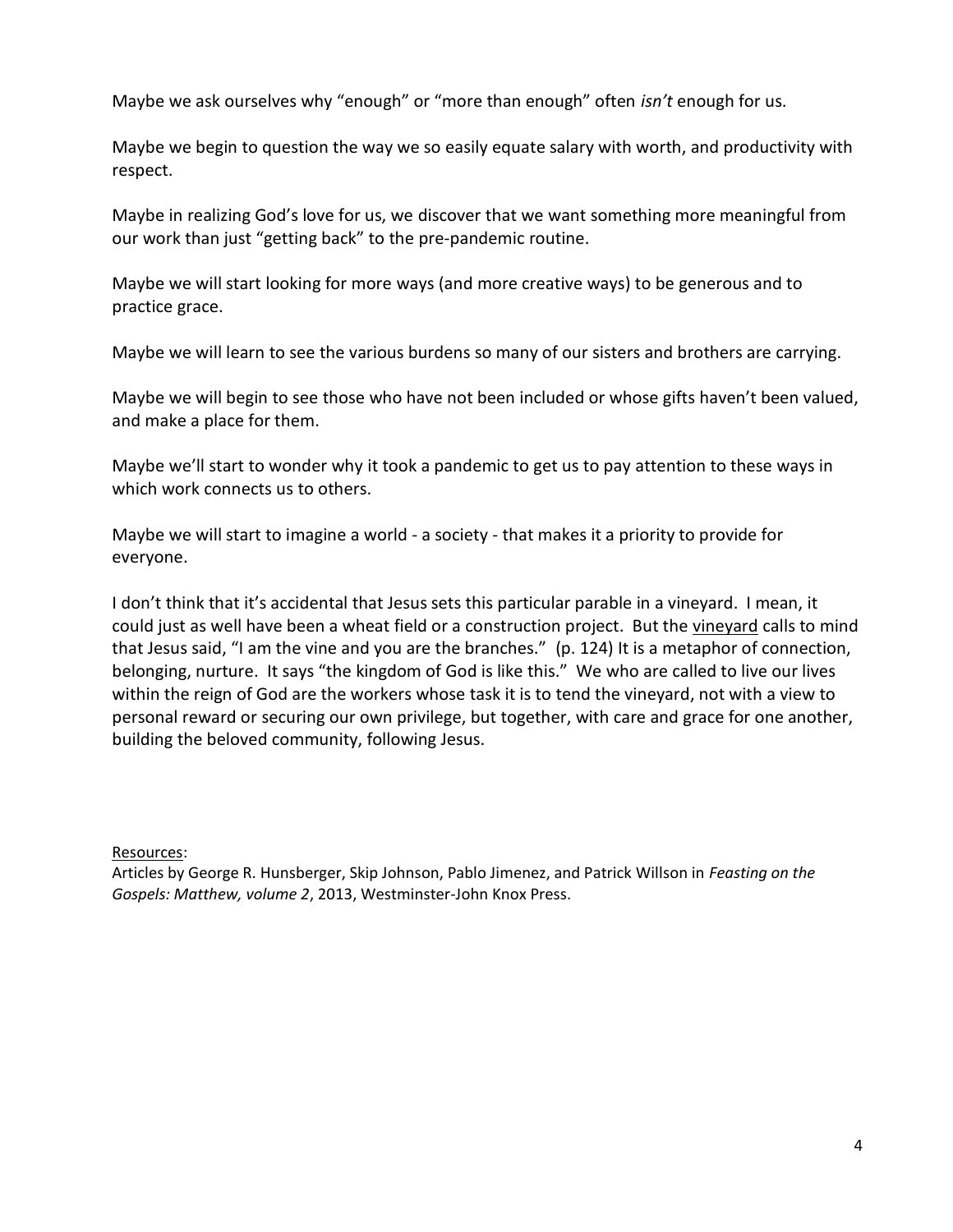Maybe we ask ourselves why "enough" or "more than enough" often *isn't* enough for us.

Maybe we begin to question the way we so easily equate salary with worth, and productivity with respect.

Maybe in realizing God's love for us, we discover that we want something more meaningful from our work than just "getting back" to the pre-pandemic routine.

Maybe we will start looking for more ways (and more creative ways) to be generous and to practice grace.

Maybe we will learn to see the various burdens so many of our sisters and brothers are carrying.

Maybe we will begin to see those who have not been included or whose gifts haven't been valued, and make a place for them.

Maybe we'll start to wonder why it took a pandemic to get us to pay attention to these ways in which work connects us to others.

Maybe we will start to imagine a world - a society - that makes it a priority to provide for everyone.

I don't think that it's accidental that Jesus sets this particular parable in a vineyard. I mean, it could just as well have been a wheat field or a construction project. But the <u>vineyard</u> calls to mind that Jesus said, "I am the vine and you are the branches." (p. 124) It is a metaphor of connection, belonging, nurture. It says "the kingdom of God is like this." We who are called to live our lives within the reign of God are the workers whose task it is to tend the vineyard, not with a view to personal reward or securing our own privilege, but together, with care and grace for one another, building the beloved community, following Jesus.

<u>Resources</u>:
Articles by George R. Hunsberger, Skip Johnson, Pablo Jimenez, and Patrick Willson in *Feasting on the Gospels: Matthew, volume 2*, 2013, Westminster-John Knox Press.